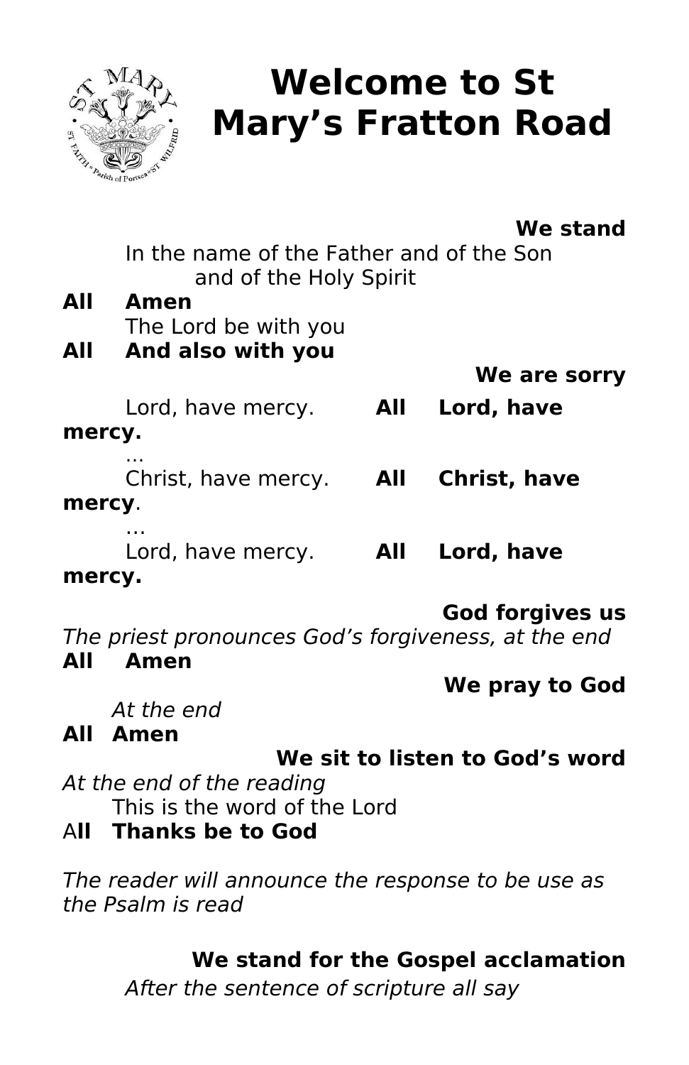# Welcome to St Mary's Fratton Road

**We stand**

In the name of the Father and of the Son and of the Holy Spirit

**All Amen**

The Lord be with you

**All And also with you**

**We are sorry**

Lord, have mercy. **All Lord, have mercy.**

...

Christ, have mercy. **All Christ, have mercy**.

…

Lord, have mercy. **All Lord, have mercy.**

**God forgives us**

*The priest pronounces God's forgiveness, at the end*

**All Amen**

**We pray to God**

*At the end*

**All Amen**

**We sit to listen to God's word**

*At the end of the reading*

This is the word of the Lord

A**ll Thanks be to God**

*The reader will announce the response to be use as the Psalm is read*

**We stand for the Gospel acclamation**

*After the sentence of scripture all say*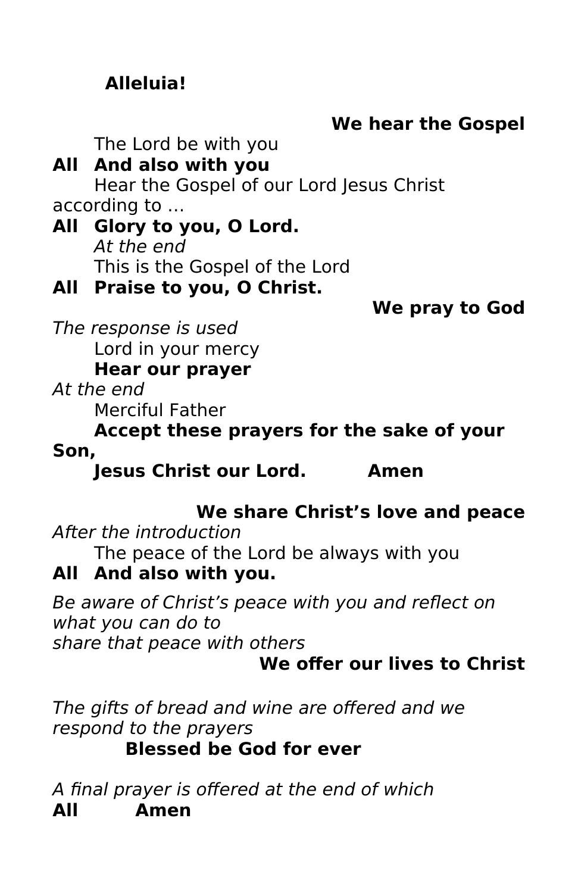**Alleluia!**

**We hear the Gospel**

The Lord be with you

**All And also with you**

Hear the Gospel of our Lord Jesus Christ according to …

**All Glory to you, O Lord.**

*At the end*

This is the Gospel of the Lord

**All Praise to you, O Christ.**

**We pray to God**

*The response is used*

Lord in your mercy

**Hear our prayer**

*At the end*

Merciful Father

**Accept these prayers for the sake of your Son,**

**Jesus Christ our Lord. Amen**

**We share Christ's love and peace**

*After the introduction*

The peace of the Lord be always with you

**All And also with you.**

*Be aware of Christ's peace with you and reflect on what you can do to share that peace with others*

**We offer our lives to Christ**

*The gifts of bread and wine are offered and we respond to the prayers*

**Blessed be God for ever**

*A final prayer is offered at the end of which*

**All Amen**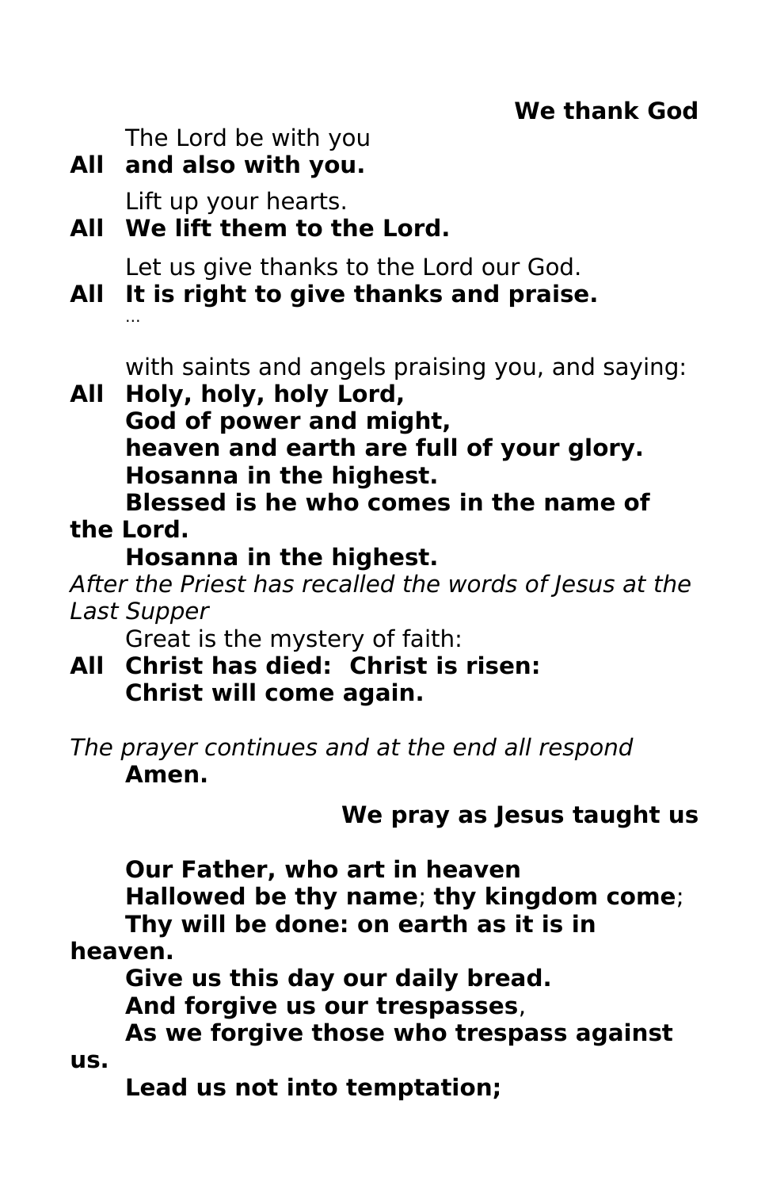**We thank God**

The Lord be with you

**All and also with you.**

Lift up your hearts.

**All We lift them to the Lord.**

Let us give thanks to the Lord our God.

**All It is right to give thanks and praise.**

…

with saints and angels praising you, and saying:

**All Holy, holy, holy Lord,**
**God of power and might,**
**heaven and earth are full of your glory.**
**Hosanna in the highest.**
**Blessed is he who comes in the name of the Lord.**
**Hosanna in the highest.**

*After the Priest has recalled the words of Jesus at the Last Supper*

Great is the mystery of faith:

**All Christ has died: Christ is risen:**
**Christ will come again.**

*The prayer continues and at the end all respond*
**Amen.**

**We pray as Jesus taught us**

**Our Father, who art in heaven**
**Hallowed be thy name**; **thy kingdom come**;
**Thy will be done: on earth as it is in heaven.**
**Give us this day our daily bread.**
**And forgive us our trespasses**,
**As we forgive those who trespass against us.**
**Lead us not into temptation;**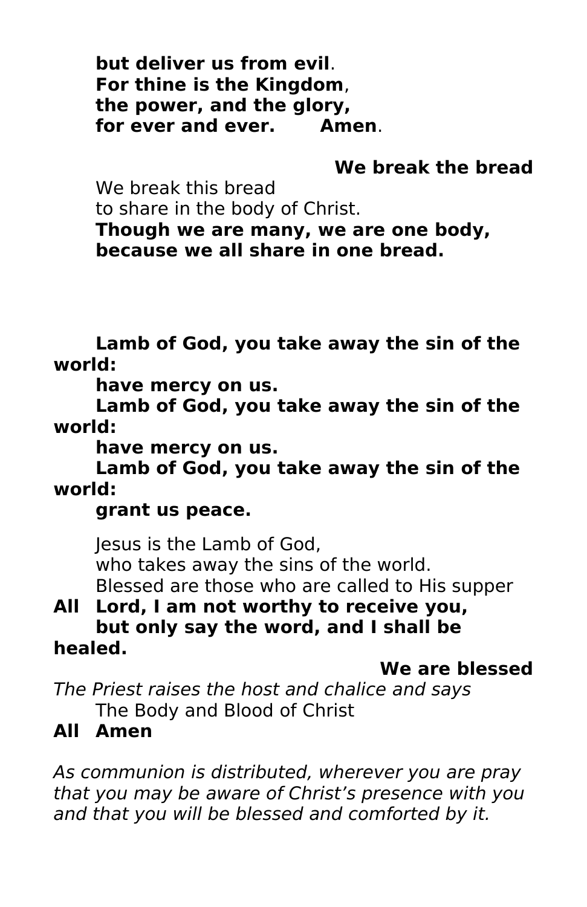**but deliver us from evil**.
**For thine is the Kingdom**,
**the power, and the glory,**
**for ever and ever. Amen**.

**We break the bread**

We break this bread
to share in the body of Christ.
**Though we are many, we are one body,**
**because we all share in one bread.**

**Lamb of God, you take away the sin of the world:**
**have mercy on us.**
**Lamb of God, you take away the sin of the world:**
**have mercy on us.**
**Lamb of God, you take away the sin of the world:**
**grant us peace.**

Jesus is the Lamb of God,
who takes away the sins of the world.
Blessed are those who are called to His supper

**All Lord, I am not worthy to receive you,**
**but only say the word, and I shall be healed.**

**We are blessed**

*The Priest raises the host and chalice and says*
The Body and Blood of Christ

**All Amen**

*As communion is distributed, wherever you are pray that you may be aware of Christ's presence with you and that you will be blessed and comforted by it.*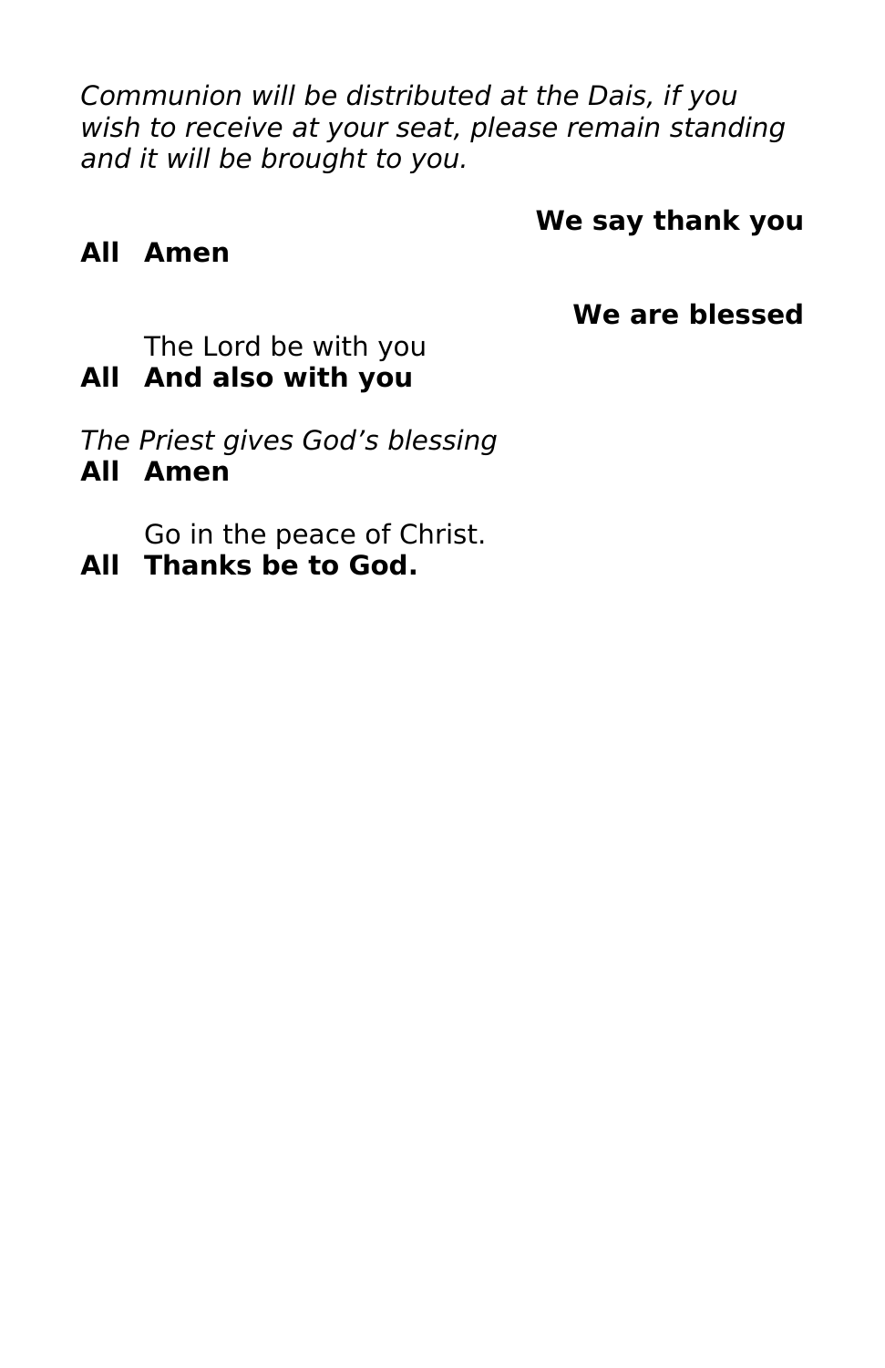*Communion will be distributed at the Dais, if you wish to receive at your seat, please remain standing and it will be brought to you.*

**We say thank you**

**All Amen**

**We are blessed**

The Lord be with you

**All And also with you**

*The Priest gives God's blessing*

**All Amen**

Go in the peace of Christ.

**All Thanks be to God.**